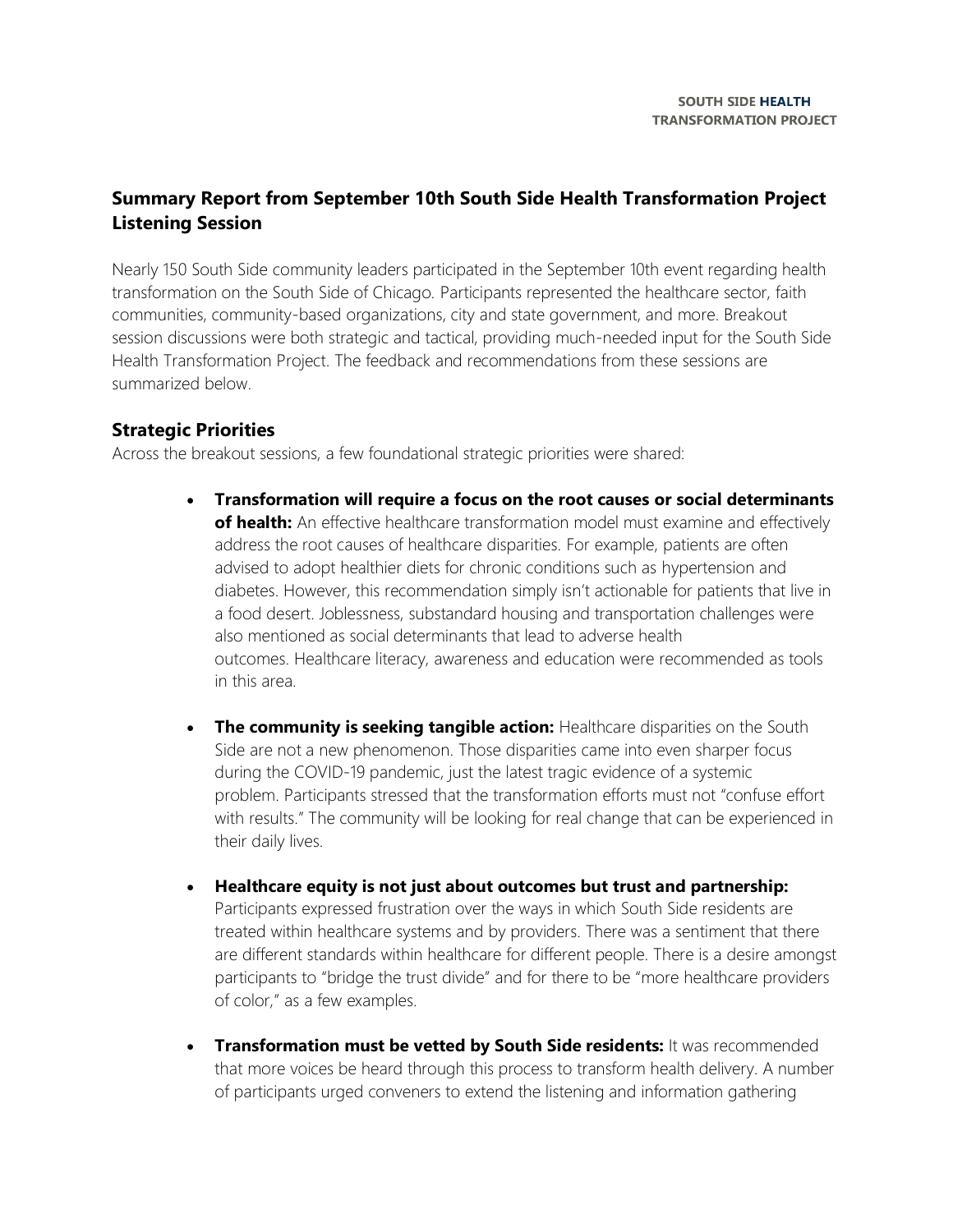## Summary Report from September 10th South Side Health Transformation Project Listening Session

Nearly 150 South Side community leaders participated in the September 10th event regarding health transformation on the South Side of Chicago. Participants represented the healthcare sector, faith communities, community-based organizations, city and state government, and more. Breakout session discussions were both strategic and tactical, providing much-needed input for the South Side Health Transformation Project. The feedback and recommendations from these sessions are summarized below.

### Strategic Priorities

Across the breakout sessions, a few foundational strategic priorities were shared:

- **Transformation will require a focus on the root causes or social determinants of health:** An effective healthcare transformation model must examine and effectively address the root causes of healthcare disparities. For example, patients are often advised to adopt healthier diets for chronic conditions such as hypertension and diabetes. However, this recommendation simply isn't actionable for patients that live in a food desert. Joblessness, substandard housing and transportation challenges were also mentioned as social determinants that lead to adverse health outcomes. Healthcare literacy, awareness and education were recommended as tools in this area.

- **The community is seeking tangible action:** Healthcare disparities on the South Side are not a new phenomenon. Those disparities came into even sharper focus during the COVID-19 pandemic, just the latest tragic evidence of a systemic problem. Participants stressed that the transformation efforts must not "confuse effort with results." The community will be looking for real change that can be experienced in their daily lives.

- **Healthcare equity is not just about outcomes but trust and partnership:** Participants expressed frustration over the ways in which South Side residents are treated within healthcare systems and by providers. There was a sentiment that there are different standards within healthcare for different people. There is a desire amongst participants to "bridge the trust divide" and for there to be "more healthcare providers of color," as a few examples.

- **Transformation must be vetted by South Side residents:** It was recommended that more voices be heard through this process to transform health delivery. A number of participants urged conveners to extend the listening and information gathering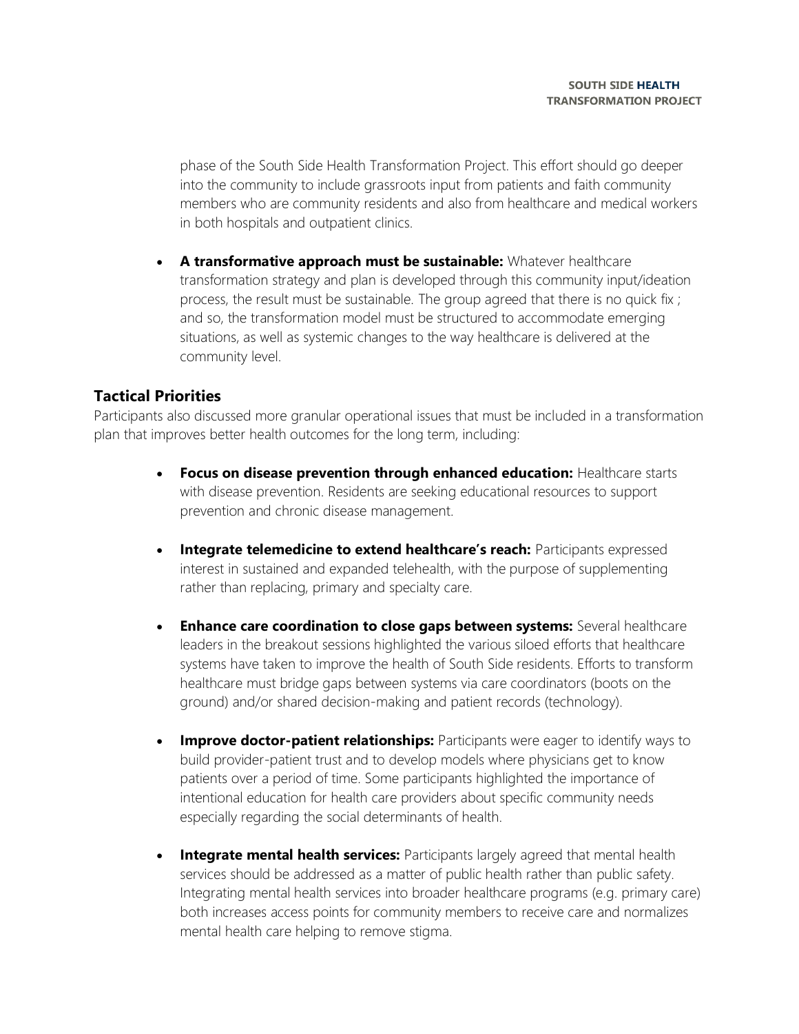phase of the South Side Health Transformation Project. This effort should go deeper into the community to include grassroots input from patients and faith community members who are community residents and also from healthcare and medical workers in both hospitals and outpatient clinics.

- **A transformative approach must be sustainable:** Whatever healthcare transformation strategy and plan is developed through this community input/ideation process, the result must be sustainable. The group agreed that there is no quick fix ; and so, the transformation model must be structured to accommodate emerging situations, as well as systemic changes to the way healthcare is delivered at the community level.

## Tactical Priorities

Participants also discussed more granular operational issues that must be included in a transformation plan that improves better health outcomes for the long term, including:

- **Focus on disease prevention through enhanced education:** Healthcare starts with disease prevention. Residents are seeking educational resources to support prevention and chronic disease management.

- **Integrate telemedicine to extend healthcare's reach:** Participants expressed interest in sustained and expanded telehealth, with the purpose of supplementing rather than replacing, primary and specialty care.

- **Enhance care coordination to close gaps between systems:** Several healthcare leaders in the breakout sessions highlighted the various siloed efforts that healthcare systems have taken to improve the health of South Side residents. Efforts to transform healthcare must bridge gaps between systems via care coordinators (boots on the ground) and/or shared decision-making and patient records (technology).

- **Improve doctor-patient relationships:** Participants were eager to identify ways to build provider-patient trust and to develop models where physicians get to know patients over a period of time. Some participants highlighted the importance of intentional education for health care providers about specific community needs especially regarding the social determinants of health.

- **Integrate mental health services:** Participants largely agreed that mental health services should be addressed as a matter of public health rather than public safety. Integrating mental health services into broader healthcare programs (e.g. primary care) both increases access points for community members to receive care and normalizes mental health care helping to remove stigma.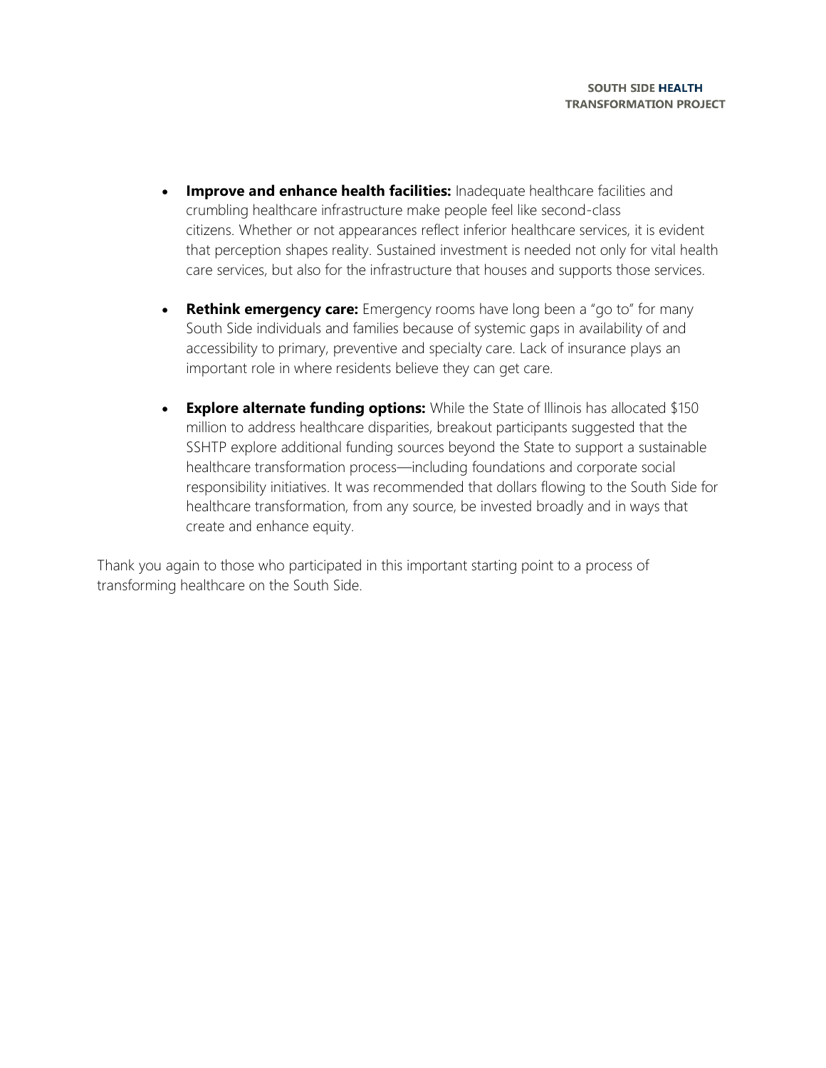- **Improve and enhance health facilities:** Inadequate healthcare facilities and crumbling healthcare infrastructure make people feel like second-class citizens. Whether or not appearances reflect inferior healthcare services, it is evident that perception shapes reality. Sustained investment is needed not only for vital health care services, but also for the infrastructure that houses and supports those services.

- **Rethink emergency care:** Emergency rooms have long been a "go to" for many South Side individuals and families because of systemic gaps in availability of and accessibility to primary, preventive and specialty care. Lack of insurance plays an important role in where residents believe they can get care.

- **Explore alternate funding options:** While the State of Illinois has allocated $150 million to address healthcare disparities, breakout participants suggested that the SSHTP explore additional funding sources beyond the State to support a sustainable healthcare transformation process—including foundations and corporate social responsibility initiatives. It was recommended that dollars flowing to the South Side for healthcare transformation, from any source, be invested broadly and in ways that create and enhance equity.

Thank you again to those who participated in this important starting point to a process of transforming healthcare on the South Side.